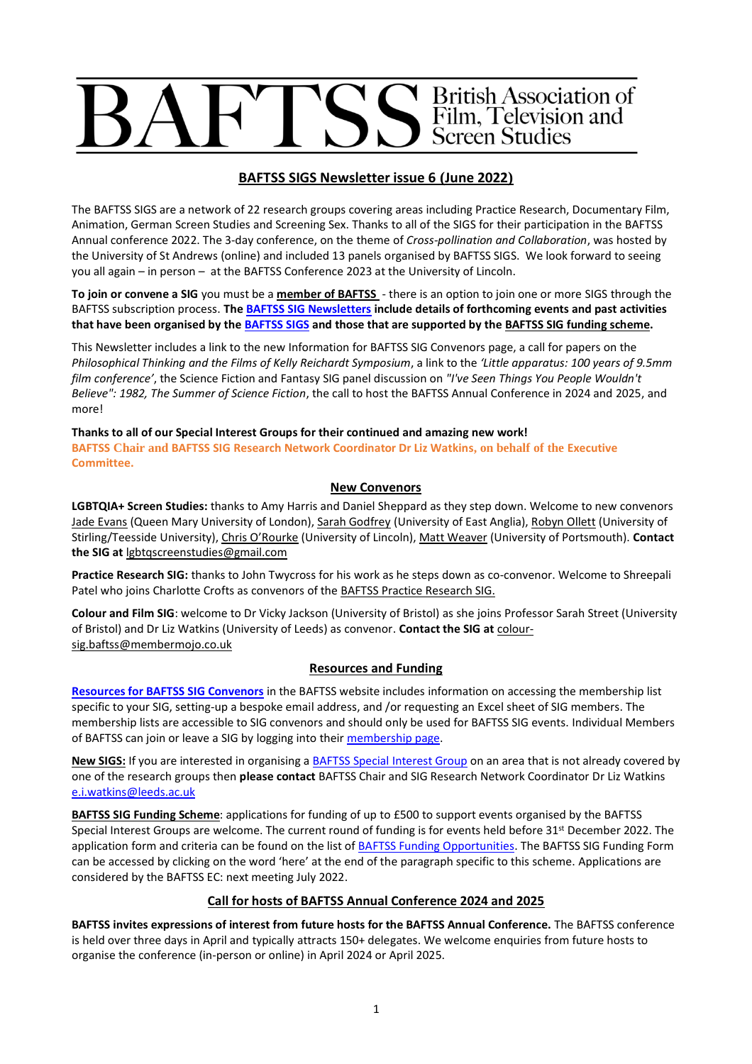# BAFTSS British Association of Film, Television and Screen Studies

## BAFTSS SIGS Newsletter issue 6 (June 2022)

The BAFTSS SIGS are a network of 22 research groups covering areas including Practice Research, Documentary Film, Animation, German Screen Studies and Screening Sex. Thanks to all of the SIGS for their participation in the BAFTSS Annual conference 2022. The 3-day conference, on the theme of *Cross-pollination and Collaboration*, was hosted by the University of St Andrews (online) and included 13 panels organised by BAFTSS SIGS. We look forward to seeing you all again – in person – at the BAFTSS Conference 2023 at the University of Lincoln.

**To join or convene a SIG** you must be a **member of BAFTSS** - there is an option to join one or more SIGS through the BAFTSS subscription process. **The BAFTSS SIG Newsletters include details of forthcoming events and past activities that have been organised by the BAFTSS SIGS and those that are supported by the BAFTSS SIG funding scheme.**

This Newsletter includes a link to the new Information for BAFTSS SIG Convenors page, a call for papers on the *Philosophical Thinking and the Films of Kelly Reichardt Symposium*, a link to the *'Little apparatus: 100 years of 9.5mm film conference'*, the Science Fiction and Fantasy SIG panel discussion on *"I've Seen Things You People Wouldn't Believe": 1982, The Summer of Science Fiction*, the call to host the BAFTSS Annual Conference in 2024 and 2025, and more!

**Thanks to all of our Special Interest Groups for their continued and amazing new work!**
**BAFTSS Chair and BAFTSS SIG Research Network Coordinator Dr Liz Watkins, on behalf of the Executive Committee.**

### New Convenors

**LGBTQIA+ Screen Studies:** thanks to Amy Harris and Daniel Sheppard as they step down. Welcome to new convenors Jade Evans (Queen Mary University of London), Sarah Godfrey (University of East Anglia), Robyn Ollett (University of Stirling/Teesside University), Chris O'Rourke (University of Lincoln), Matt Weaver (University of Portsmouth). **Contact the SIG at** lgbtqscreenstudies@gmail.com

**Practice Research SIG:** thanks to John Twycross for his work as he steps down as co-convenor. Welcome to Shreepali Patel who joins Charlotte Crofts as convenors of the BAFTSS Practice Research SIG.

**Colour and Film SIG**: welcome to Dr Vicky Jackson (University of Bristol) as she joins Professor Sarah Street (University of Bristol) and Dr Liz Watkins (University of Leeds) as convenor. **Contact the SIG at** colour-sig.baftss@membermojo.co.uk

### Resources and Funding

**Resources for BAFTSS SIG Convenors** in the BAFTSS website includes information on accessing the membership list specific to your SIG, setting-up a bespoke email address, and /or requesting an Excel sheet of SIG members. The membership lists are accessible to SIG convenors and should only be used for BAFTSS SIG events. Individual Members of BAFTSS can join or leave a SIG by logging into their membership page.

**New SIGS:** If you are interested in organising a BAFTSS Special Interest Group on an area that is not already covered by one of the research groups then **please contact** BAFTSS Chair and SIG Research Network Coordinator Dr Liz Watkins e.i.watkins@leeds.ac.uk

**BAFTSS SIG Funding Scheme**: applications for funding of up to £500 to support events organised by the BAFTSS Special Interest Groups are welcome. The current round of funding is for events held before 31st December 2022. The application form and criteria can be found on the list of BAFTSS Funding Opportunities. The BAFTSS SIG Funding Form can be accessed by clicking on the word 'here' at the end of the paragraph specific to this scheme. Applications are considered by the BAFTSS EC: next meeting July 2022.

### Call for hosts of BAFTSS Annual Conference 2024 and 2025

**BAFTSS invites expressions of interest from future hosts for the BAFTSS Annual Conference.** The BAFTSS conference is held over three days in April and typically attracts 150+ delegates. We welcome enquiries from future hosts to organise the conference (in-person or online) in April 2024 or April 2025.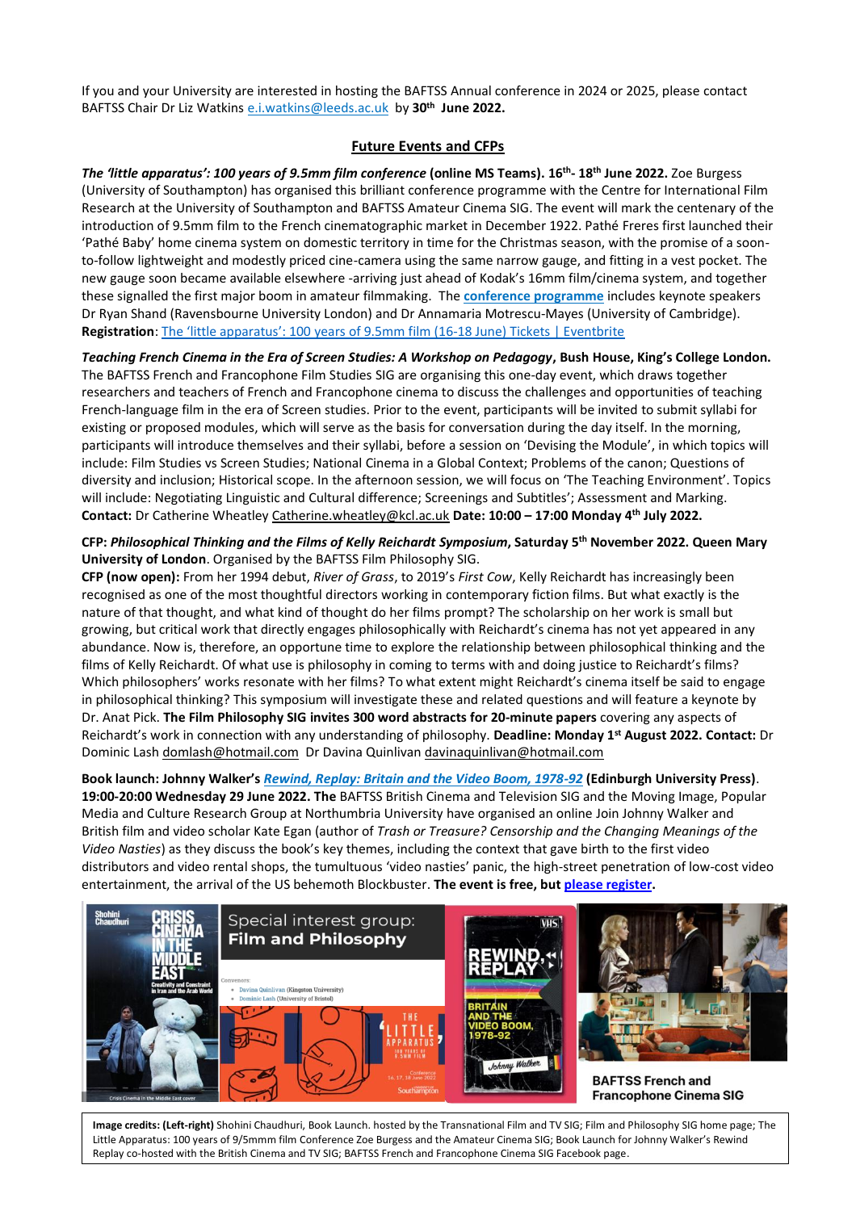If you and your University are interested in hosting the BAFTSS Annual conference in 2024 or 2025, please contact BAFTSS Chair Dr Liz Watkins e.i.watkins@leeds.ac.uk by **30th June 2022.**

## Future Events and CFPs

***The 'little apparatus': 100 years of 9.5mm film conference*** **(online MS Teams). 16th- 18th June 2022.** Zoe Burgess (University of Southampton) has organised this brilliant conference programme with the Centre for International Film Research at the University of Southampton and BAFTSS Amateur Cinema SIG. The event will mark the centenary of the introduction of 9.5mm film to the French cinematographic market in December 1922. Pathé Freres first launched their 'Pathé Baby' home cinema system on domestic territory in time for the Christmas season, with the promise of a soon-to-follow lightweight and modestly priced cine-camera using the same narrow gauge, and fitting in a vest pocket. The new gauge soon became available elsewhere -arriving just ahead of Kodak's 16mm film/cinema system, and together these signalled the first major boom in amateur filmmaking. The **conference programme** includes keynote speakers Dr Ryan Shand (Ravensbourne University London) and Dr Annamaria Motrescu-Mayes (University of Cambridge). **Registration**: The 'little apparatus': 100 years of 9.5mm film (16-18 June) Tickets | Eventbrite

***Teaching French Cinema in the Era of Screen Studies: A Workshop on Pedagogy*****, Bush House, King's College London.** The BAFTSS French and Francophone Film Studies SIG are organising this one-day event, which draws together researchers and teachers of French and Francophone cinema to discuss the challenges and opportunities of teaching French-language film in the era of Screen studies. Prior to the event, participants will be invited to submit syllabi for existing or proposed modules, which will serve as the basis for conversation during the day itself. In the morning, participants will introduce themselves and their syllabi, before a session on 'Devising the Module', in which topics will include: Film Studies vs Screen Studies; National Cinema in a Global Context; Problems of the canon; Questions of diversity and inclusion; Historical scope. In the afternoon session, we will focus on 'The Teaching Environment'. Topics will include: Negotiating Linguistic and Cultural difference; Screenings and Subtitles'; Assessment and Marking. **Contact:** Dr Catherine Wheatley Catherine.wheatley@kcl.ac.uk **Date: 10:00 – 17:00 Monday 4th July 2022.**

**CFP: *Philosophical Thinking and the Films of Kelly Reichardt Symposium*, Saturday 5th November 2022. Queen Mary University of London**. Organised by the BAFTSS Film Philosophy SIG.

**CFP (now open):** From her 1994 debut, *River of Grass*, to 2019's *First Cow*, Kelly Reichardt has increasingly been recognised as one of the most thoughtful directors working in contemporary fiction films. But what exactly is the nature of that thought, and what kind of thought do her films prompt? The scholarship on her work is small but growing, but critical work that directly engages philosophically with Reichardt's cinema has not yet appeared in any abundance. Now is, therefore, an opportune time to explore the relationship between philosophical thinking and the films of Kelly Reichardt. Of what use is philosophy in coming to terms with and doing justice to Reichardt's films? Which philosophers' works resonate with her films? To what extent might Reichardt's cinema itself be said to engage in philosophical thinking? This symposium will investigate these and related questions and will feature a keynote by Dr. Anat Pick. **The Film Philosophy SIG invites 300 word abstracts for 20-minute papers** covering any aspects of Reichardt's work in connection with any understanding of philosophy. **Deadline: Monday 1st August 2022. Contact:** Dr Dominic Lash domlash@hotmail.com Dr Davina Quinlivan davinaquinlivan@hotmail.com

**Book launch: Johnny Walker's *Rewind, Replay: Britain and the Video Boom, 1978-92* (Edinburgh University Press). 19:00-20:00 Wednesday 29 June 2022. The** BAFTSS British Cinema and Television SIG and the Moving Image, Popular Media and Culture Research Group at Northumbria University have organised an online Join Johnny Walker and British film and video scholar Kate Egan (author of *Trash or Treasure? Censorship and the Changing Meanings of the Video Nasties*) as they discuss the book's key themes, including the context that gave birth to the first video distributors and video rental shops, the tumultuous 'video nasties' panic, the high-street penetration of low-cost video entertainment, the arrival of the US behemoth Blockbuster. **The event is free, but please register.**

**Image credits: (Left-right)** Shohini Chaudhuri, Book Launch. hosted by the Transnational Film and TV SIG; Film and Philosophy SIG home page; The Little Apparatus: 100 years of 9/5mmm film Conference Zoe Burgess and the Amateur Cinema SIG; Book Launch for Johnny Walker's Rewind Replay co-hosted with the British Cinema and TV SIG; BAFTSS French and Francophone Cinema SIG Facebook page.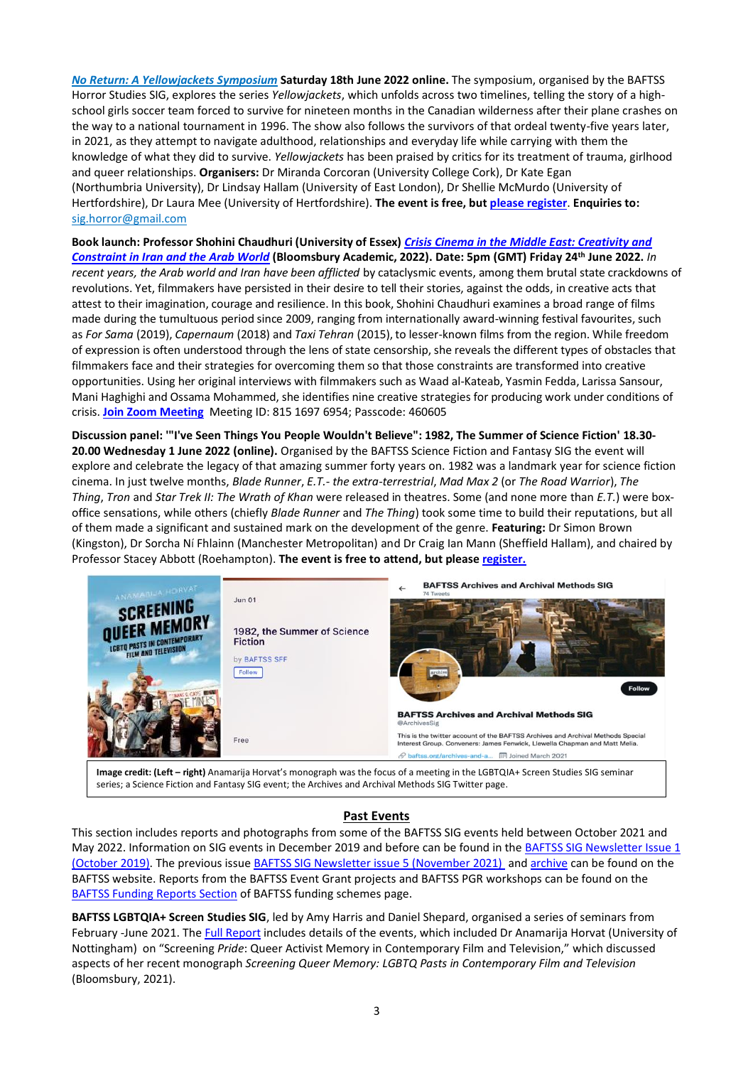***No Return: A Yellowjackets Symposium*** **Saturday 18th June 2022 online.** The symposium, organised by the BAFTSS Horror Studies SIG, explores the series *Yellowjackets*, which unfolds across two timelines, telling the story of a high-school girls soccer team forced to survive for nineteen months in the Canadian wilderness after their plane crashes on the way to a national tournament in 1996. The show also follows the survivors of that ordeal twenty-five years later, in 2021, as they attempt to navigate adulthood, relationships and everyday life while carrying with them the knowledge of what they did to survive. *Yellowjackets* has been praised by critics for its treatment of trauma, girlhood and queer relationships. **Organisers:** Dr Miranda Corcoran (University College Cork), Dr Kate Egan (Northumbria University), Dr Lindsay Hallam (University of East London), Dr Shellie McMurdo (University of Hertfordshire), Dr Laura Mee (University of Hertfordshire). **The event is free, but please register. Enquiries to:** sig.horror@gmail.com

**Book launch: Professor Shohini Chaudhuri (University of Essex)** ***Crisis Cinema in the Middle East: Creativity and Constraint in Iran and the Arab World*** **(Bloomsbury Academic, 2022). Date: 5pm (GMT) Friday 24th June 2022.** *In recent years, the Arab world and Iran have been afflicted* by cataclysmic events, among them brutal state crackdowns of revolutions. Yet, filmmakers have persisted in their desire to tell their stories, against the odds, in creative acts that attest to their imagination, courage and resilience. In this book, Shohini Chaudhuri examines a broad range of films made during the tumultuous period since 2009, ranging from internationally award-winning festival favourites, such as *For Sama* (2019), *Capernaum* (2018) and *Taxi Tehran* (2015), to lesser-known films from the region. While freedom of expression is often understood through the lens of state censorship, she reveals the different types of obstacles that filmmakers face and their strategies for overcoming them so that those constraints are transformed into creative opportunities. Using her original interviews with filmmakers such as Waad al-Kateab, Yasmin Fedda, Larissa Sansour, Mani Haghighi and Ossama Mohammed, she identifies nine creative strategies for producing work under conditions of crisis. **Join Zoom Meeting** Meeting ID: 815 1697 6954; Passcode: 460605

**Discussion panel: '"I've Seen Things You People Wouldn't Believe": 1982, The Summer of Science Fiction' 18.30-20.00 Wednesday 1 June 2022 (online).** Organised by the BAFTSS Science Fiction and Fantasy SIG the event will explore and celebrate the legacy of that amazing summer forty years on. 1982 was a landmark year for science fiction cinema. In just twelve months, *Blade Runner*, *E.T.- the extra-terrestrial*, *Mad Max 2* (or *The Road Warrior*), *The Thing*, *Tron* and *Star Trek II: The Wrath of Khan* were released in theatres. Some (and none more than *E.T.*) were box-office sensations, while others (chiefly *Blade Runner* and *The Thing*) took some time to build their reputations, but all of them made a significant and sustained mark on the development of the genre. **Featuring:** Dr Simon Brown (Kingston), Dr Sorcha Ní Fhlainn (Manchester Metropolitan) and Dr Craig Ian Mann (Sheffield Hallam), and chaired by Professor Stacey Abbott (Roehampton). **The event is free to attend, but please register.**

**Image credit: (Left – right)** Anamarija Horvat's monograph was the focus of a meeting in the LGBTQIA+ Screen Studies SIG seminar series; a Science Fiction and Fantasy SIG event; the Archives and Archival Methods SIG Twitter page.

## Past Events

This section includes reports and photographs from some of the BAFTSS SIG events held between October 2021 and May 2022. Information on SIG events in December 2019 and before can be found in the BAFTSS SIG Newsletter Issue 1 (October 2019). The previous issue BAFTSS SIG Newsletter issue 5 (November 2021) and archive can be found on the BAFTSS website. Reports from the BAFTSS Event Grant projects and BAFTSS PGR workshops can be found on the BAFTSS Funding Reports Section of BAFTSS funding schemes page.

**BAFTSS LGBTQIA+ Screen Studies SIG**, led by Amy Harris and Daniel Shepard, organised a series of seminars from February -June 2021. The Full Report includes details of the events, which included Dr Anamarija Horvat (University of Nottingham) on "Screening *Pride*: Queer Activist Memory in Contemporary Film and Television," which discussed aspects of her recent monograph *Screening Queer Memory: LGBTQ Pasts in Contemporary Film and Television* (Bloomsbury, 2021).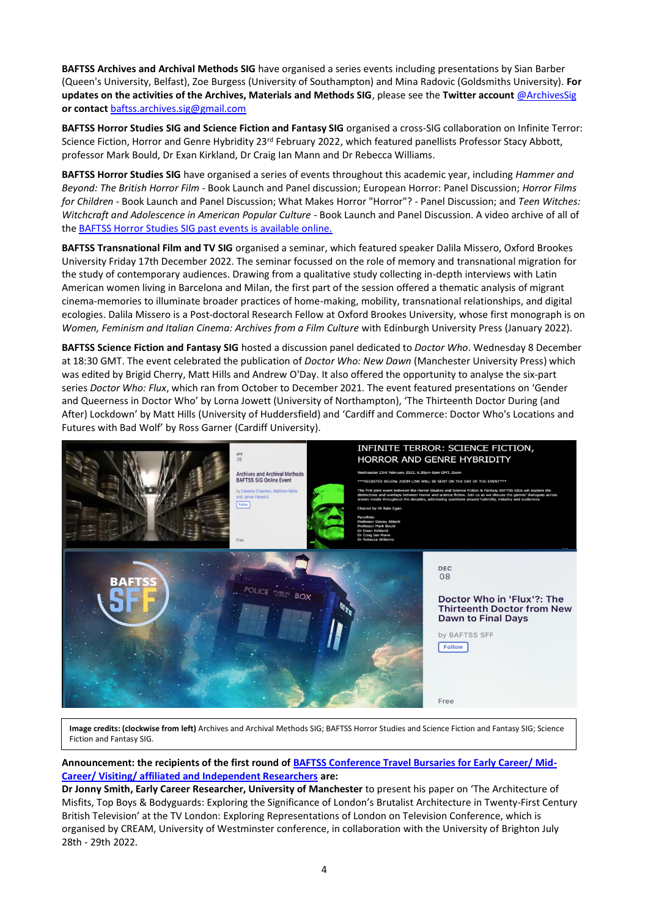**BAFTSS Archives and Archival Methods SIG** have organised a series events including presentations by Sian Barber (Queen's University, Belfast), Zoe Burgess (University of Southampton) and Mina Radovic (Goldsmiths University). **For updates on the activities of the Archives, Materials and Methods SIG**, please see the **Twitter account** [@ArchivesSig](@ArchivesSig) **or contact** [baftss.archives.sig@gmail.com](mailto:baftss.archives.sig@gmail.com)

**BAFTSS Horror Studies SIG and Science Fiction and Fantasy SIG** organised a cross-SIG collaboration on Infinite Terror: Science Fiction, Horror and Genre Hybridity 23rd February 2022, which featured panellists Professor Stacy Abbott, professor Mark Bould, Dr Exan Kirkland, Dr Craig Ian Mann and Dr Rebecca Williams.

**BAFTSS Horror Studies SIG** have organised a series of events throughout this academic year, including *Hammer and Beyond: The British Horror Film* - Book Launch and Panel discussion; European Horror: Panel Discussion; *Horror Films for Children* - Book Launch and Panel Discussion; What Makes Horror "Horror"? - Panel Discussion; and *Teen Witches: Witchcraft and Adolescence in American Popular Culture* - Book Launch and Panel Discussion. A video archive of all of the BAFTSS Horror Studies SIG past events is available online.

**BAFTSS Transnational Film and TV SIG** organised a seminar, which featured speaker Dalila Missero, Oxford Brookes University Friday 17th December 2022. The seminar focussed on the role of memory and transnational migration for the study of contemporary audiences. Drawing from a qualitative study collecting in-depth interviews with Latin American women living in Barcelona and Milan, the first part of the session offered a thematic analysis of migrant cinema-memories to illuminate broader practices of home-making, mobility, transnational relationships, and digital ecologies. Dalila Missero is a Post-doctoral Research Fellow at Oxford Brookes University, whose first monograph is on *Women, Feminism and Italian Cinema: Archives from a Film Culture* with Edinburgh University Press (January 2022).

**BAFTSS Science Fiction and Fantasy SIG** hosted a discussion panel dedicated to *Doctor Who*. Wednesday 8 December at 18:30 GMT. The event celebrated the publication of *Doctor Who: New Dawn* (Manchester University Press) which was edited by Brigid Cherry, Matt Hills and Andrew O'Day. It also offered the opportunity to analyse the six-part series *Doctor Who: Flux*, which ran from October to December 2021. The event featured presentations on 'Gender and Queerness in Doctor Who' by Lorna Jowett (University of Northampton), 'The Thirteenth Doctor During (and After) Lockdown' by Matt Hills (University of Huddersfield) and 'Cardiff and Commerce: Doctor Who's Locations and Futures with Bad Wolf' by Ross Garner (Cardiff University).

**Image credits: (clockwise from left)** Archives and Archival Methods SIG; BAFTSS Horror Studies and Science Fiction and Fantasy SIG; Science Fiction and Fantasy SIG.

**Announcement: the recipients of the first round of BAFTSS Conference Travel Bursaries for Early Career/ Mid-Career/ Visiting/ affiliated and Independent Researchers are:**

**Dr Jonny Smith, Early Career Researcher, University of Manchester** to present his paper on 'The Architecture of Misfits, Top Boys & Bodyguards: Exploring the Significance of London's Brutalist Architecture in Twenty-First Century British Television' at the TV London: Exploring Representations of London on Television Conference, which is organised by CREAM, University of Westminster conference, in collaboration with the University of Brighton July 28th - 29th 2022.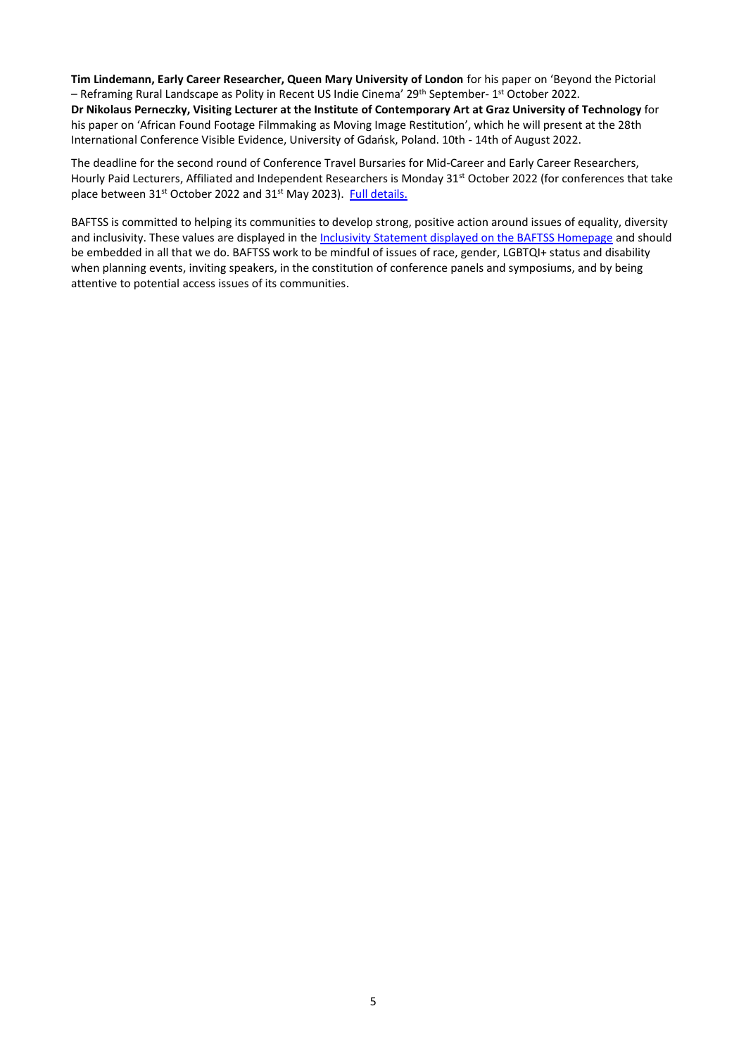**Tim Lindemann, Early Career Researcher, Queen Mary University of London** for his paper on 'Beyond the Pictorial – Reframing Rural Landscape as Polity in Recent US Indie Cinema' 29th September- 1st October 2022.
**Dr Nikolaus Perneczky, Visiting Lecturer at the Institute of Contemporary Art at Graz University of Technology** for his paper on 'African Found Footage Filmmaking as Moving Image Restitution', which he will present at the 28th International Conference Visible Evidence, University of Gdańsk, Poland. 10th - 14th of August 2022.

The deadline for the second round of Conference Travel Bursaries for Mid-Career and Early Career Researchers, Hourly Paid Lecturers, Affiliated and Independent Researchers is Monday 31st October 2022 (for conferences that take place between 31st October 2022 and 31st May 2023). Full details.

BAFTSS is committed to helping its communities to develop strong, positive action around issues of equality, diversity and inclusivity. These values are displayed in the Inclusivity Statement displayed on the BAFTSS Homepage and should be embedded in all that we do. BAFTSS work to be mindful of issues of race, gender, LGBTQI+ status and disability when planning events, inviting speakers, in the constitution of conference panels and symposiums, and by being attentive to potential access issues of its communities.